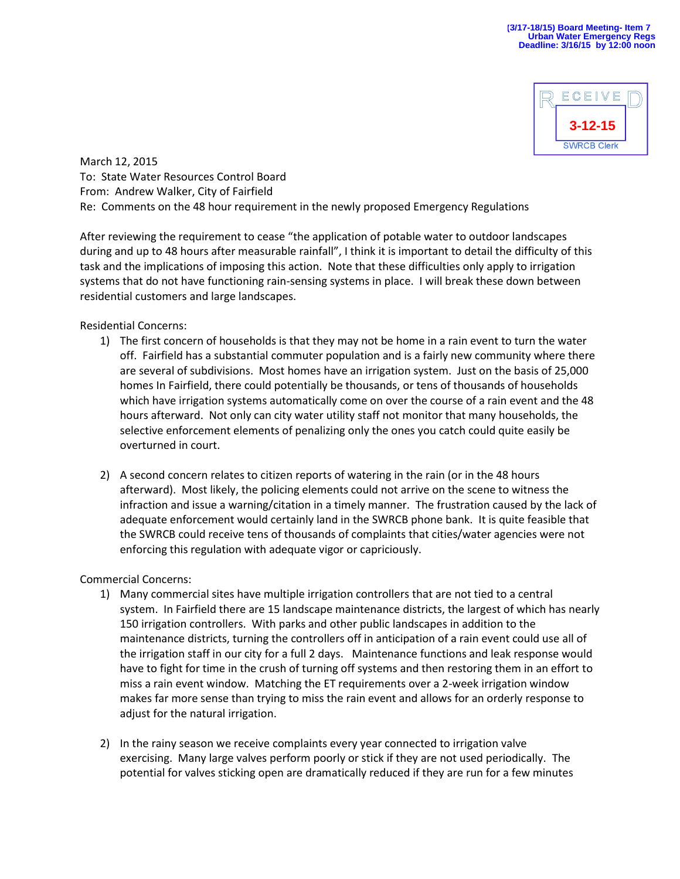(3/17-18/15) Board Meeting- Item 7
Urban Water Emergency Regs
Deadline: 3/16/15 by 12:00 noon

RECEIVED
3-12-15
SWRCB Clerk

March 12, 2015
To: State Water Resources Control Board
From: Andrew Walker, City of Fairfield
Re: Comments on the 48 hour requirement in the newly proposed Emergency Regulations

After reviewing the requirement to cease "the application of potable water to outdoor landscapes during and up to 48 hours after measurable rainfall", I think it is important to detail the difficulty of this task and the implications of imposing this action. Note that these difficulties only apply to irrigation systems that do not have functioning rain-sensing systems in place. I will break these down between residential customers and large landscapes.

Residential Concerns:

1) The first concern of households is that they may not be home in a rain event to turn the water off. Fairfield has a substantial commuter population and is a fairly new community where there are several of subdivisions. Most homes have an irrigation system. Just on the basis of 25,000 homes In Fairfield, there could potentially be thousands, or tens of thousands of households which have irrigation systems automatically come on over the course of a rain event and the 48 hours afterward. Not only can city water utility staff not monitor that many households, the selective enforcement elements of penalizing only the ones you catch could quite easily be overturned in court.

2) A second concern relates to citizen reports of watering in the rain (or in the 48 hours afterward). Most likely, the policing elements could not arrive on the scene to witness the infraction and issue a warning/citation in a timely manner. The frustration caused by the lack of adequate enforcement would certainly land in the SWRCB phone bank. It is quite feasible that the SWRCB could receive tens of thousands of complaints that cities/water agencies were not enforcing this regulation with adequate vigor or capriciously.

Commercial Concerns:

1) Many commercial sites have multiple irrigation controllers that are not tied to a central system. In Fairfield there are 15 landscape maintenance districts, the largest of which has nearly 150 irrigation controllers. With parks and other public landscapes in addition to the maintenance districts, turning the controllers off in anticipation of a rain event could use all of the irrigation staff in our city for a full 2 days. Maintenance functions and leak response would have to fight for time in the crush of turning off systems and then restoring them in an effort to miss a rain event window. Matching the ET requirements over a 2-week irrigation window makes far more sense than trying to miss the rain event and allows for an orderly response to adjust for the natural irrigation.

2) In the rainy season we receive complaints every year connected to irrigation valve exercising. Many large valves perform poorly or stick if they are not used periodically. The potential for valves sticking open are dramatically reduced if they are run for a few minutes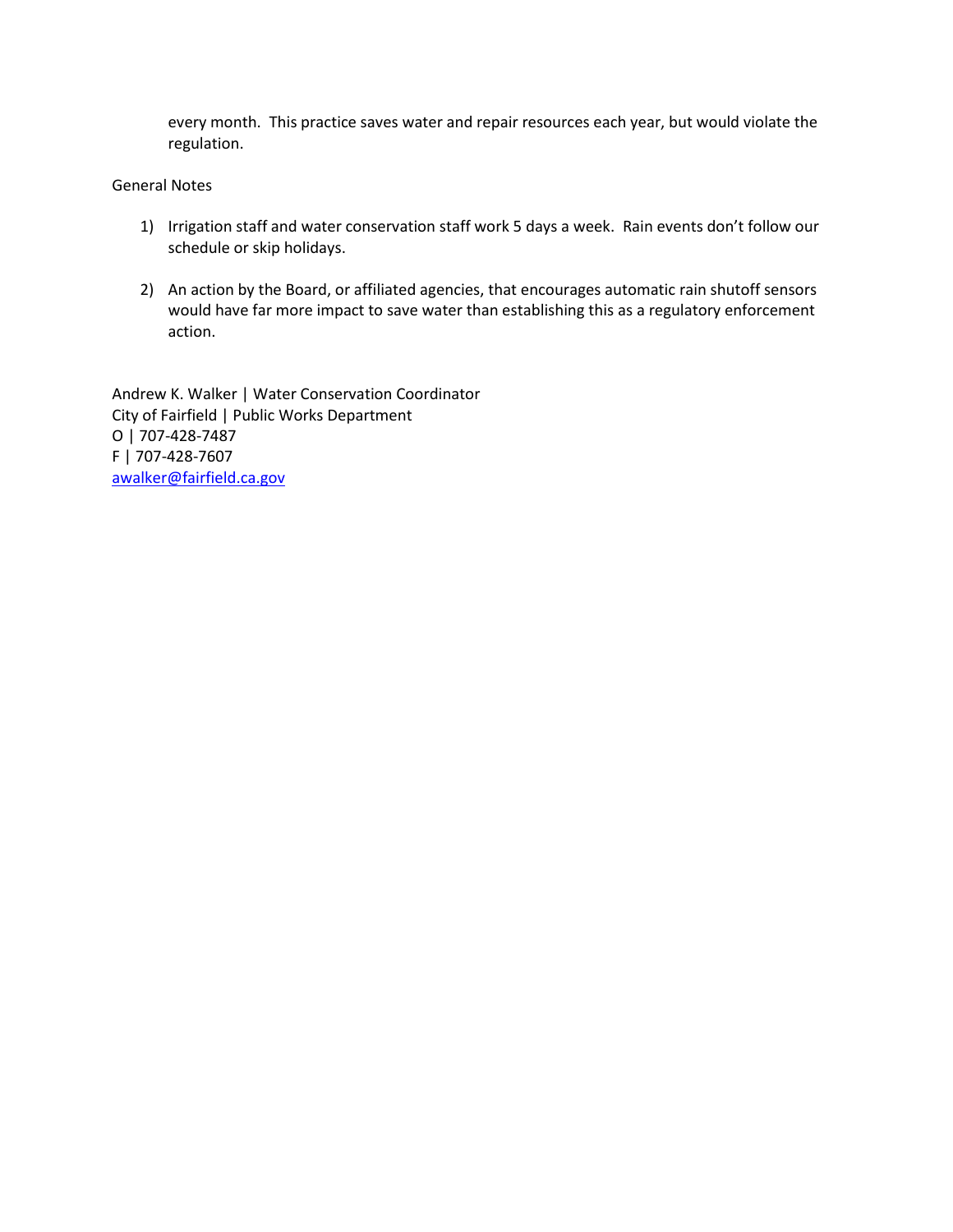every month. This practice saves water and repair resources each year, but would violate the regulation.

General Notes

1) Irrigation staff and water conservation staff work 5 days a week. Rain events don't follow our schedule or skip holidays.

2) An action by the Board, or affiliated agencies, that encourages automatic rain shutoff sensors would have far more impact to save water than establishing this as a regulatory enforcement action.

Andrew K. Walker | Water Conservation Coordinator
City of Fairfield | Public Works Department
O | 707-428-7487
F | 707-428-7607
awalker@fairfield.ca.gov